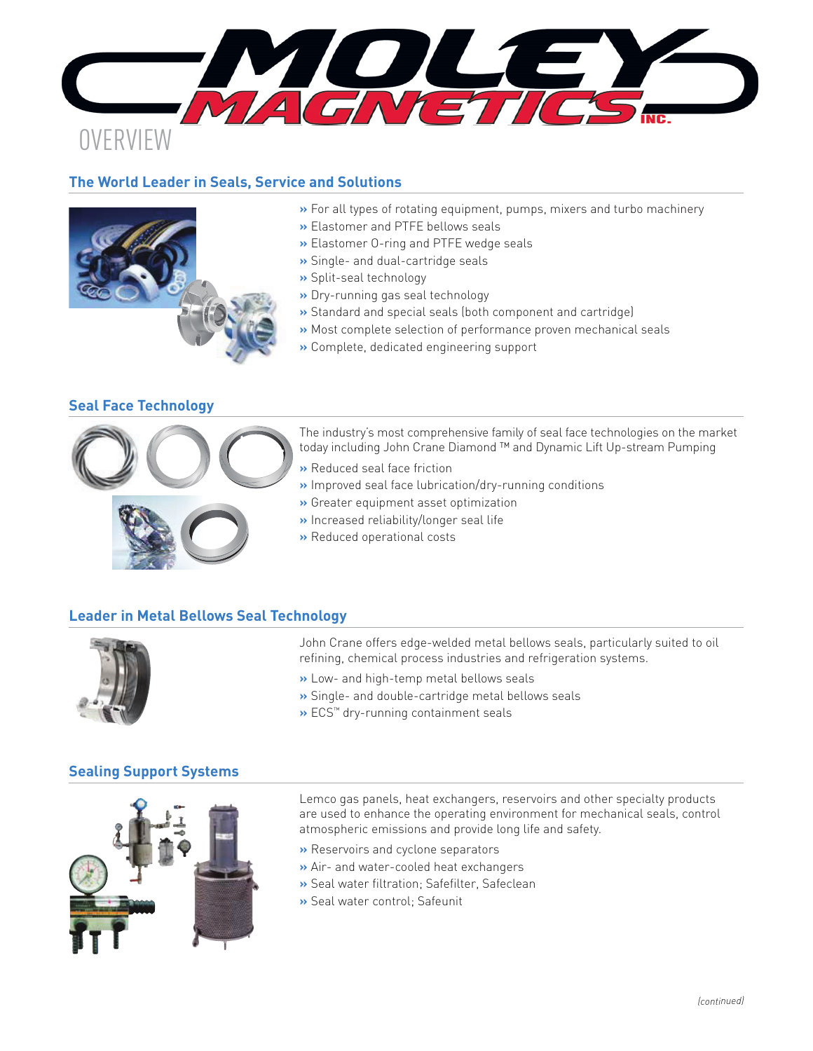# MOLEY MAGNETICS INC.

# OVERVIEW

## The World Leader in Seals, Service and Solutions

- For all types of rotating equipment, pumps, mixers and turbo machinery
- Elastomer and PTFE bellows seals
- Elastomer O-ring and PTFE wedge seals
- Single- and dual-cartridge seals
- Split-seal technology
- Dry-running gas seal technology
- Standard and special seals (both component and cartridge)
- Most complete selection of performance proven mechanical seals
- Complete, dedicated engineering support

## Seal Face Technology

The industry's most comprehensive family of seal face technologies on the market today including John Crane Diamond ™ and Dynamic Lift Up-stream Pumping

- Reduced seal face friction
- Improved seal face lubrication/dry-running conditions
- Greater equipment asset optimization
- Increased reliability/longer seal life
- Reduced operational costs

## Leader in Metal Bellows Seal Technology

John Crane offers edge-welded metal bellows seals, particularly suited to oil refining, chemical process industries and refrigeration systems.

- Low- and high-temp metal bellows seals
- Single- and double-cartridge metal bellows seals
- ECS™ dry-running containment seals

## Sealing Support Systems

Lemco gas panels, heat exchangers, reservoirs and other specialty products are used to enhance the operating environment for mechanical seals, control atmospheric emissions and provide long life and safety.

- Reservoirs and cyclone separators
- Air- and water-cooled heat exchangers
- Seal water filtration; Safefilter, Safeclean
- Seal water control; Safeunit

*(continued)*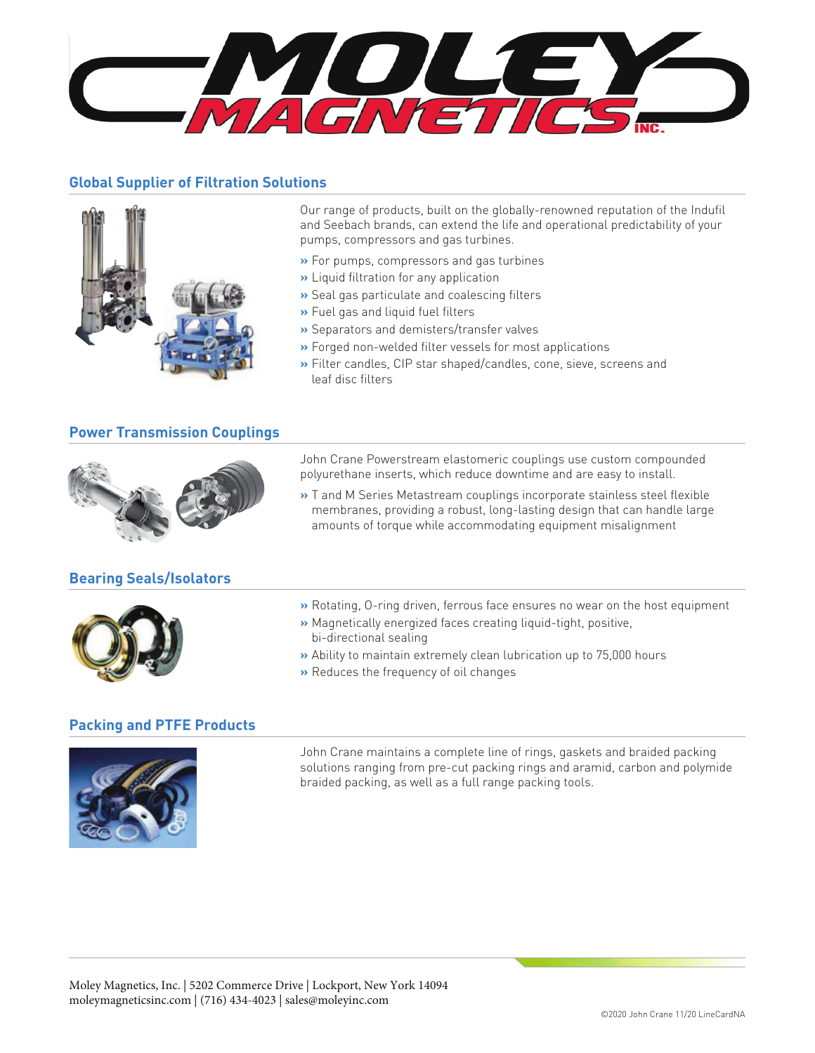# MOLEY MAGNETICS INC.

## Global Supplier of Filtration Solutions

Our range of products, built on the globally-renowned reputation of the Indufil and Seebach brands, can extend the life and operational predictability of your pumps, compressors and gas turbines.

- For pumps, compressors and gas turbines
- Liquid filtration for any application
- Seal gas particulate and coalescing filters
- Fuel gas and liquid fuel filters
- Separators and demisters/transfer valves
- Forged non-welded filter vessels for most applications
- Filter candles, CIP star shaped/candles, cone, sieve, screens and leaf disc filters

## Power Transmission Couplings

John Crane Powerstream elastomeric couplings use custom compounded polyurethane inserts, which reduce downtime and are easy to install.

- T and M Series Metastream couplings incorporate stainless steel flexible membranes, providing a robust, long-lasting design that can handle large amounts of torque while accommodating equipment misalignment

## Bearing Seals/Isolators

- Rotating, O-ring driven, ferrous face ensures no wear on the host equipment
- Magnetically energized faces creating liquid-tight, positive, bi-directional sealing
- Ability to maintain extremely clean lubrication up to 75,000 hours
- Reduces the frequency of oil changes

## Packing and PTFE Products

John Crane maintains a complete line of rings, gaskets and braided packing solutions ranging from pre-cut packing rings and aramid, carbon and polymide braided packing, as well as a full range packing tools.

Moley Magnetics, Inc. | 5202 Commerce Drive | Lockport, New York 14094
moleymagneticsinc.com | (716) 434-4023 | sales@moleyinc.com

©2020 John Crane 11/20 LineCardNA